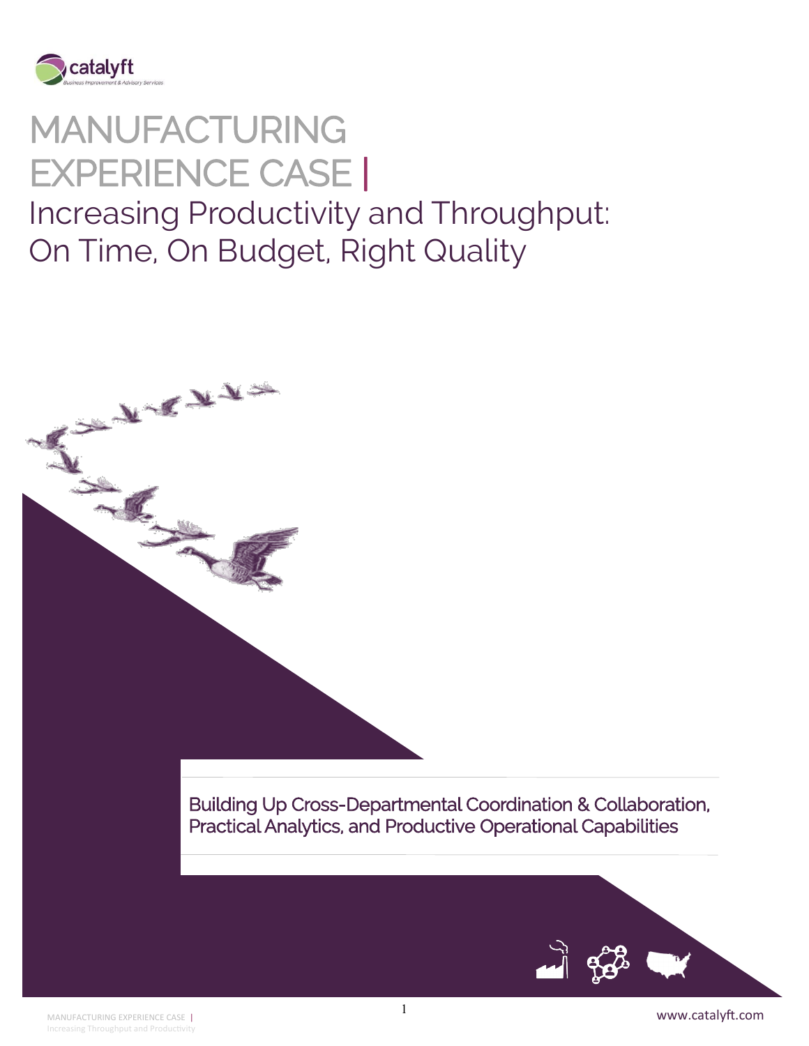catalyft
Business Improvement & Advisory Services

# MANUFACTURING EXPERIENCE CASE |

## Increasing Productivity and Throughput: On Time, On Budget, Right Quality

Building Up Cross-Departmental Coordination & Collaboration, Practical Analytics, and Productive Operational Capabilities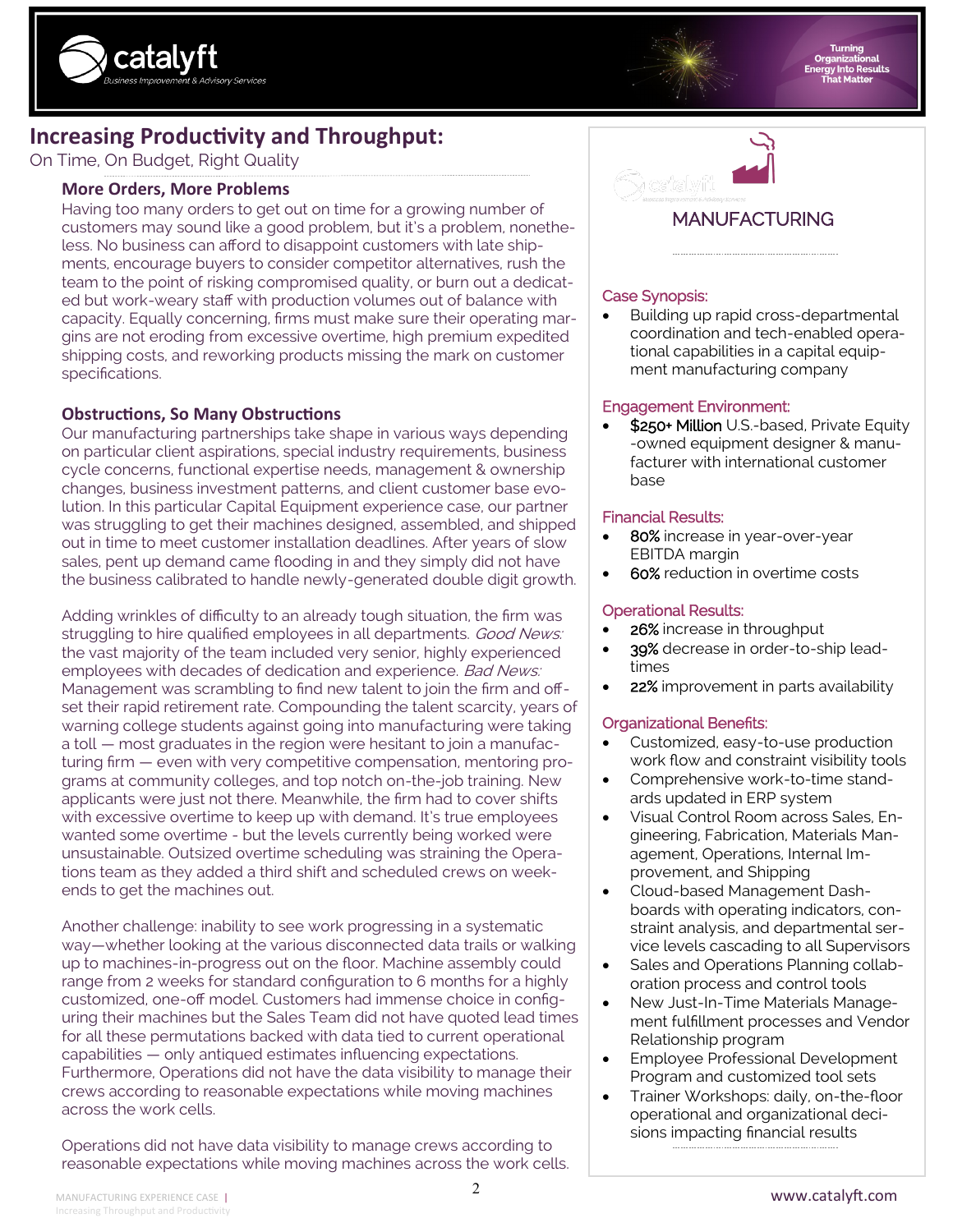# Increasing Productivity and Throughput:

On Time, On Budget, Right Quality

### More Orders, More Problems

Having too many orders to get out on time for a growing number of customers may sound like a good problem, but it's a problem, nonetheless. No business can afford to disappoint customers with late shipments, encourage buyers to consider competitor alternatives, rush the team to the point of risking compromised quality, or burn out a dedicated but work-weary staff with production volumes out of balance with capacity. Equally concerning, firms must make sure their operating margins are not eroding from excessive overtime, high premium expedited shipping costs, and reworking products missing the mark on customer specifications.

### Obstructions, So Many Obstructions

Our manufacturing partnerships take shape in various ways depending on particular client aspirations, special industry requirements, business cycle concerns, functional expertise needs, management & ownership changes, business investment patterns, and client customer base evolution. In this particular Capital Equipment experience case, our partner was struggling to get their machines designed, assembled, and shipped out in time to meet customer installation deadlines. After years of slow sales, pent up demand came flooding in and they simply did not have the business calibrated to handle newly-generated double digit growth.

Adding wrinkles of difficulty to an already tough situation, the firm was struggling to hire qualified employees in all departments. *Good News:* the vast majority of the team included very senior, highly experienced employees with decades of dedication and experience. *Bad News:* Management was scrambling to find new talent to join the firm and offset their rapid retirement rate. Compounding the talent scarcity, years of warning college students against going into manufacturing were taking a toll — most graduates in the region were hesitant to join a manufacturing firm — even with very competitive compensation, mentoring programs at community colleges, and top notch on-the-job training. New applicants were just not there. Meanwhile, the firm had to cover shifts with excessive overtime to keep up with demand. It's true employees wanted some overtime - but the levels currently being worked were unsustainable. Outsized overtime scheduling was straining the Operations team as they added a third shift and scheduled crews on weekends to get the machines out.

Another challenge: inability to see work progressing in a systematic way—whether looking at the various disconnected data trails or walking up to machines-in-progress out on the floor. Machine assembly could range from 2 weeks for standard configuration to 6 months for a highly customized, one-off model. Customers had immense choice in configuring their machines but the Sales Team did not have quoted lead times for all these permutations backed with data tied to current operational capabilities — only antiqued estimates influencing expectations. Furthermore, Operations did not have the data visibility to manage their crews according to reasonable expectations while moving machines across the work cells.

Operations did not have data visibility to manage crews according to reasonable expectations while moving machines across the work cells.

## MANUFACTURING

**Case Synopsis:**

- Building up rapid cross-departmental coordination and tech-enabled operational capabilities in a capital equipment manufacturing company

**Engagement Environment:**

- **$250+ Million** U.S.-based, Private Equity-owned equipment designer & manufacturer with international customer base

**Financial Results:**

- **80%** increase in year-over-year EBITDA margin
- **60%** reduction in overtime costs

**Operational Results:**

- **26%** increase in throughput
- **39%** decrease in order-to-ship lead-times
- **22%** improvement in parts availability

**Organizational Benefits:**

- Customized, easy-to-use production work flow and constraint visibility tools
- Comprehensive work-to-time standards updated in ERP system
- Visual Control Room across Sales, Engineering, Fabrication, Materials Management, Operations, Internal Improvement, and Shipping
- Cloud-based Management Dashboards with operating indicators, constraint analysis, and departmental service levels cascading to all Supervisors
- Sales and Operations Planning collaboration process and control tools
- New Just-In-Time Materials Management fulfillment processes and Vendor Relationship program
- Employee Professional Development Program and customized tool sets
- Trainer Workshops: daily, on-the-floor operational and organizational decisions impacting financial results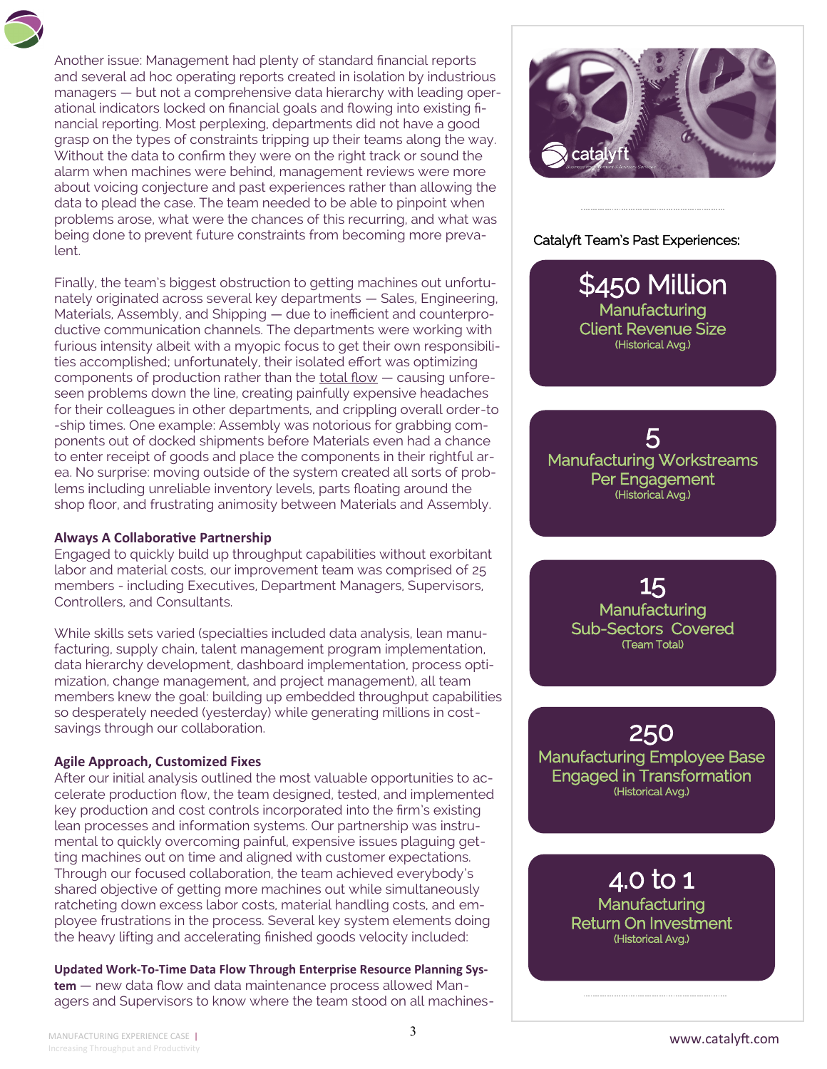Another issue: Management had plenty of standard financial reports and several ad hoc operating reports created in isolation by industrious managers — but not a comprehensive data hierarchy with leading operational indicators locked on financial goals and flowing into existing financial reporting. Most perplexing, departments did not have a good grasp on the types of constraints tripping up their teams along the way. Without the data to confirm they were on the right track or sound the alarm when machines were behind, management reviews were more about voicing conjecture and past experiences rather than allowing the data to plead the case. The team needed to be able to pinpoint when problems arose, what were the chances of this recurring, and what was being done to prevent future constraints from becoming more prevalent.

Finally, the team's biggest obstruction to getting machines out unfortunately originated across several key departments — Sales, Engineering, Materials, Assembly, and Shipping — due to inefficient and counterproductive communication channels. The departments were working with furious intensity albeit with a myopic focus to get their own responsibilities accomplished; unfortunately, their isolated effort was optimizing components of production rather than the total flow — causing unforeseen problems down the line, creating painfully expensive headaches for their colleagues in other departments, and crippling overall order-to-ship times. One example: Assembly was notorious for grabbing components out of docked shipments before Materials even had a chance to enter receipt of goods and place the components in their rightful area. No surprise: moving outside of the system created all sorts of problems including unreliable inventory levels, parts floating around the shop floor, and frustrating animosity between Materials and Assembly.

**Always A Collaborative Partnership**

Engaged to quickly build up throughput capabilities without exorbitant labor and material costs, our improvement team was comprised of 25 members - including Executives, Department Managers, Supervisors, Controllers, and Consultants.

While skills sets varied (specialties included data analysis, lean manufacturing, supply chain, talent management program implementation, data hierarchy development, dashboard implementation, process optimization, change management, and project management), all team members knew the goal: building up embedded throughput capabilities so desperately needed (yesterday) while generating millions in cost-savings through our collaboration.

**Agile Approach, Customized Fixes**

After our initial analysis outlined the most valuable opportunities to accelerate production flow, the team designed, tested, and implemented key production and cost controls incorporated into the firm's existing lean processes and information systems. Our partnership was instrumental to quickly overcoming painful, expensive issues plaguing getting machines out on time and aligned with customer expectations. Through our focused collaboration, the team achieved everybody's shared objective of getting more machines out while simultaneously ratcheting down excess labor costs, material handling costs, and employee frustrations in the process. Several key system elements doing the heavy lifting and accelerating finished goods velocity included:

**Updated Work-To-Time Data Flow Through Enterprise Resource Planning System** — new data flow and data maintenance process allowed Managers and Supervisors to know where the team stood on all machines-

Catalyft Team's Past Experiences:

**$450 Million**
Manufacturing Client Revenue Size
(Historical Avg.)

**5**
Manufacturing Workstreams Per Engagement
(Historical Avg.)

**15**
Manufacturing Sub-Sectors Covered
(Team Total)

**250**
Manufacturing Employee Base Engaged in Transformation
(Historical Avg.)

**4.0 to 1**
Manufacturing Return On Investment
(Historical Avg.)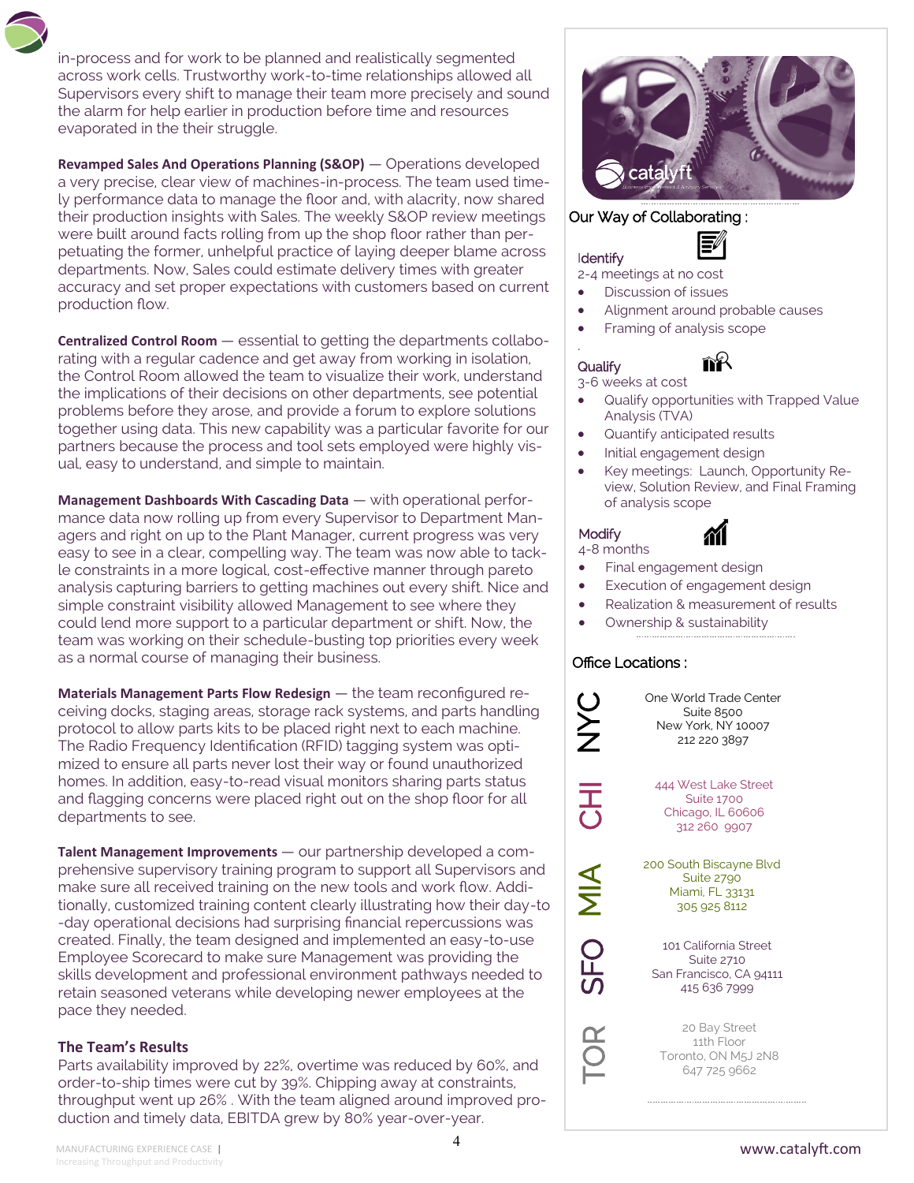in-process and for work to be planned and realistically segmented across work cells. Trustworthy work-to-time relationships allowed all Supervisors every shift to manage their team more precisely and sound the alarm for help earlier in production before time and resources evaporated in the their struggle.

**Revamped Sales And Operations Planning (S&OP)** — Operations developed a very precise, clear view of machines-in-process. The team used timely performance data to manage the floor and, with alacrity, now shared their production insights with Sales. The weekly S&OP review meetings were built around facts rolling from up the shop floor rather than perpetuating the former, unhelpful practice of laying deeper blame across departments. Now, Sales could estimate delivery times with greater accuracy and set proper expectations with customers based on current production flow.

**Centralized Control Room** — essential to getting the departments collaborating with a regular cadence and get away from working in isolation, the Control Room allowed the team to visualize their work, understand the implications of their decisions on other departments, see potential problems before they arose, and provide a forum to explore solutions together using data. This new capability was a particular favorite for our partners because the process and tool sets employed were highly visual, easy to understand, and simple to maintain.

**Management Dashboards With Cascading Data** — with operational performance data now rolling up from every Supervisor to Department Managers and right on up to the Plant Manager, current progress was very easy to see in a clear, compelling way. The team was now able to tackle constraints in a more logical, cost-effective manner through pareto analysis capturing barriers to getting machines out every shift. Nice and simple constraint visibility allowed Management to see where they could lend more support to a particular department or shift. Now, the team was working on their schedule-busting top priorities every week as a normal course of managing their business.

**Materials Management Parts Flow Redesign** — the team reconfigured receiving docks, staging areas, storage rack systems, and parts handling protocol to allow parts kits to be placed right next to each machine. The Radio Frequency Identification (RFID) tagging system was optimized to ensure all parts never lost their way or found unauthorized homes. In addition, easy-to-read visual monitors sharing parts status and flagging concerns were placed right out on the shop floor for all departments to see.

**Talent Management Improvements** — our partnership developed a comprehensive supervisory training program to support all Supervisors and make sure all received training on the new tools and work flow. Additionally, customized training content clearly illustrating how their day-to-day operational decisions had surprising financial repercussions was created. Finally, the team designed and implemented an easy-to-use Employee Scorecard to make sure Management was providing the skills development and professional environment pathways needed to retain seasoned veterans while developing newer employees at the pace they needed.

### The Team's Results

Parts availability improved by 22%, overtime was reduced by 60%, and order-to-ship times were cut by 39%. Chipping away at constraints, throughput went up 26% . With the team aligned around improved production and timely data, EBITDA grew by 80% year-over-year.

catalyft

## Our Way of Collaborating :

### Identify

2-4 meetings at no cost

- Discussion of issues
- Alignment around probable causes
- Framing of analysis scope

### Qualify

3-6 weeks at cost

- Qualify opportunities with Trapped Value Analysis (TVA)
- Quantify anticipated results
- Initial engagement design
- Key meetings: Launch, Opportunity Review, Solution Review, and Final Framing of analysis scope

### Modify

4-8 months

- Final engagement design
- Execution of engagement design
- Realization & measurement of results
- Ownership & sustainability

## Office Locations :

**NYC**
One World Trade Center
Suite 8500
New York, NY 10007
212 220 3897

**CHI**
444 West Lake Street
Suite 1700
Chicago, IL 60606
312 260 9907

**MIA**
200 South Biscayne Blvd
Suite 2790
Miami, FL 33131
305 925 8112

**SFO**
101 California Street
Suite 2710
San Francisco, CA 94111
415 636 7999

**TOR**
20 Bay Street
11th Floor
Toronto, ON M5J 2N8
647 725 9662

www.catalyft.com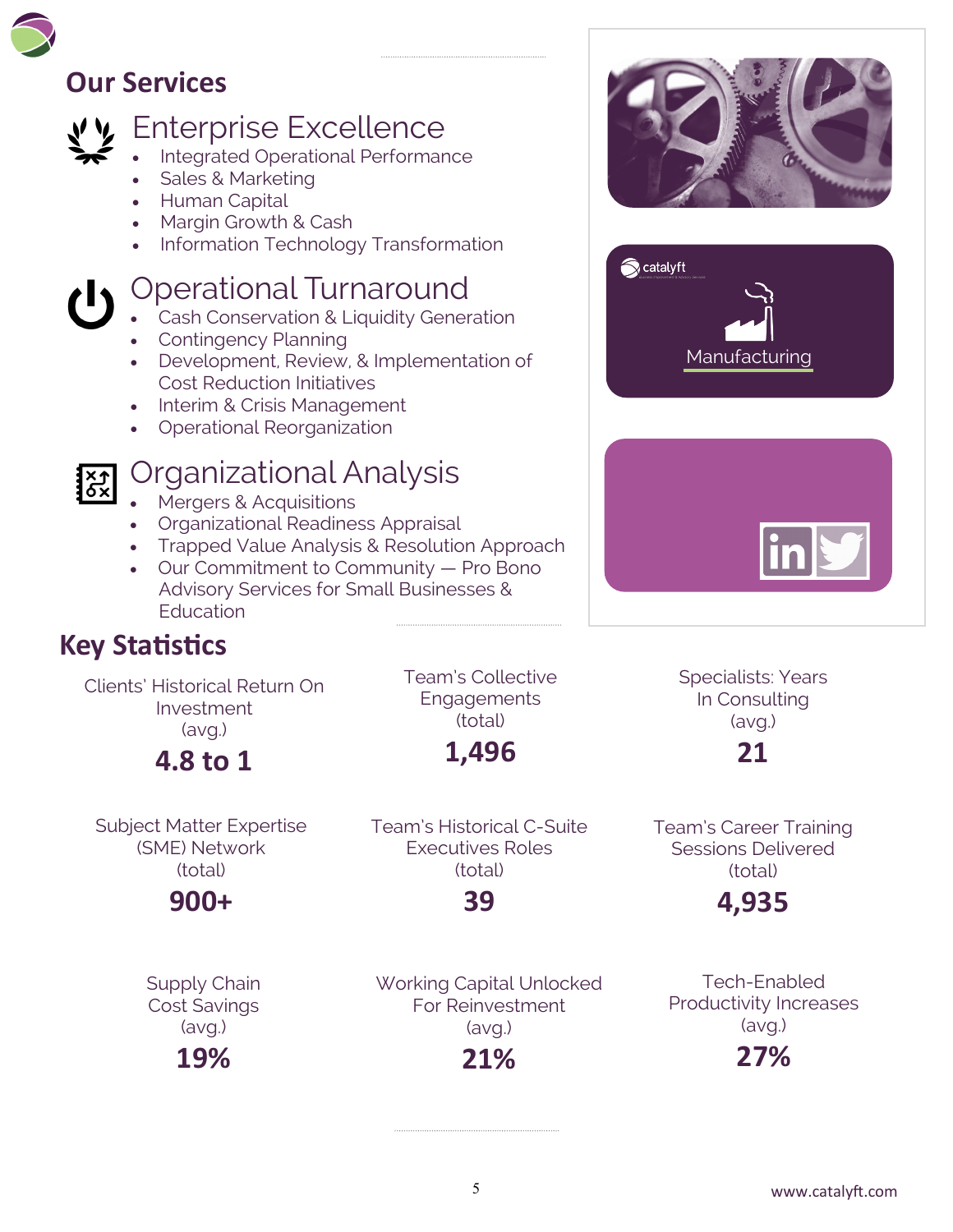## Our Services

### Enterprise Excellence

- Integrated Operational Performance
- Sales & Marketing
- Human Capital
- Margin Growth & Cash
- Information Technology Transformation

### Operational Turnaround

- Cash Conservation & Liquidity Generation
- Contingency Planning
- Development, Review, & Implementation of Cost Reduction Initiatives
- Interim & Crisis Management
- Operational Reorganization

### Organizational Analysis

- Mergers & Acquisitions
- Organizational Readiness Appraisal
- Trapped Value Analysis & Resolution Approach
- Our Commitment to Community — Pro Bono Advisory Services for Small Businesses & Education

catalyft

Manufacturing

## Key Statistics

Clients' Historical Return On Investment (avg.)
**4.8 to 1**

Team's Collective Engagements (total)
**1,496**

Specialists: Years In Consulting (avg.)
**21**

Subject Matter Expertise (SME) Network (total)
**900+**

Team's Historical C-Suite Executives Roles (total)
**39**

Team's Career Training Sessions Delivered (total)
**4,935**

Supply Chain Cost Savings (avg.)
**19%**

Working Capital Unlocked For Reinvestment (avg.)
**21%**

Tech-Enabled Productivity Increases (avg.)
**27%**

www.catalyft.com